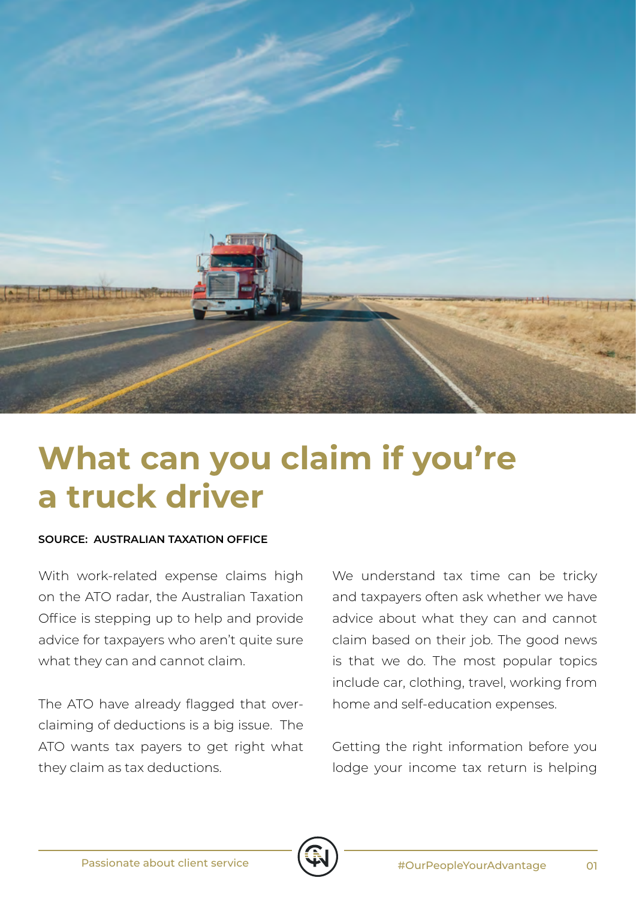# What can you claim if you're a truck driver

**SOURCE: AUSTRALIAN TAXATION OFFICE**

With work-related expense claims high on the ATO radar, the Australian Taxation Office is stepping up to help and provide advice for taxpayers who aren't quite sure what they can and cannot claim.

The ATO have already flagged that over-claiming of deductions is a big issue. The ATO wants tax payers to get right what they claim as tax deductions.

We understand tax time can be tricky and taxpayers often ask whether we have advice about what they can and cannot claim based on their job. The good news is that we do. The most popular topics include car, clothing, travel, working from home and self-education expenses.

Getting the right information before you lodge your income tax return is helping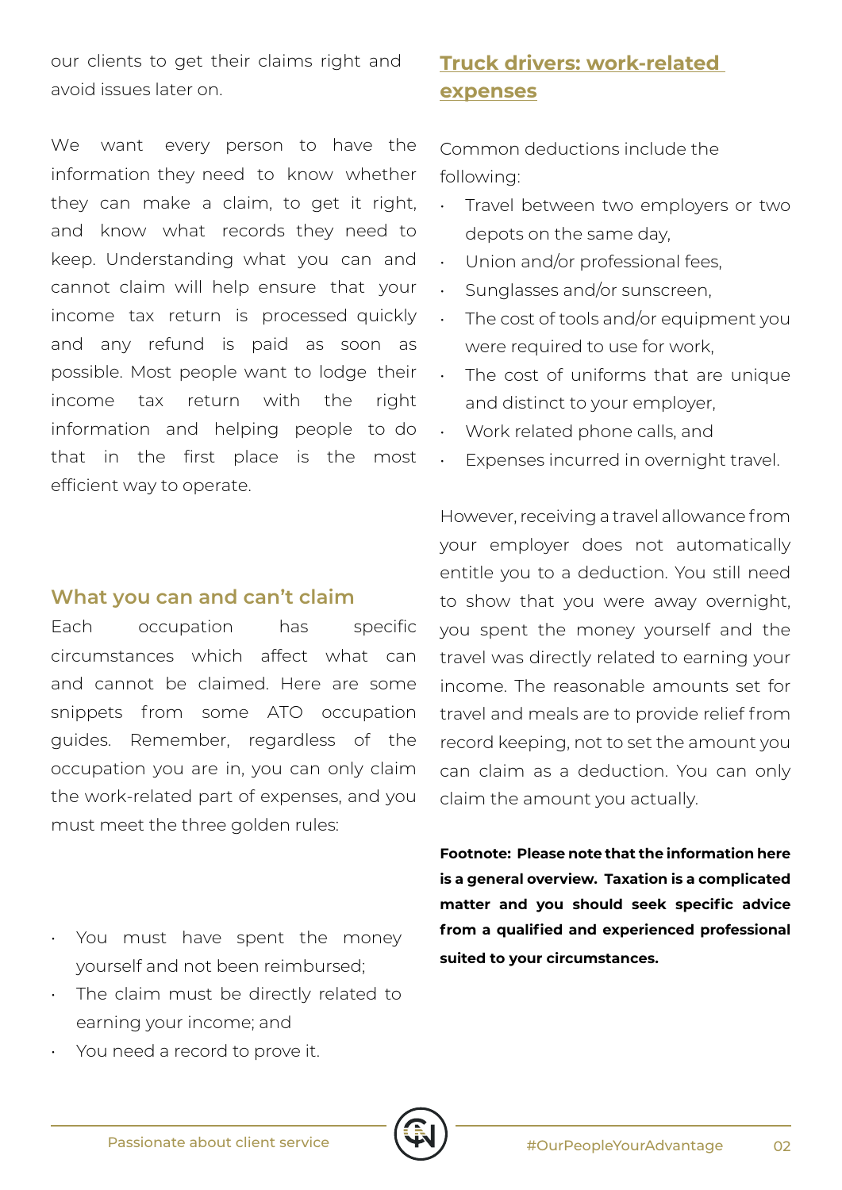our clients to get their claims right and avoid issues later on.

We want every person to have the information they need to know whether they can make a claim, to get it right, and know what records they need to keep. Understanding what you can and cannot claim will help ensure that your income tax return is processed quickly and any refund is paid as soon as possible. Most people want to lodge their income tax return with the right information and helping people to do that in the first place is the most efficient way to operate.

## What you can and can't claim

Each occupation has specific circumstances which affect what can and cannot be claimed. Here are some snippets from some ATO occupation guides. Remember, regardless of the occupation you are in, you can only claim the work-related part of expenses, and you must meet the three golden rules:

- You must have spent the money yourself and not been reimbursed;
- The claim must be directly related to earning your income; and
- You need a record to prove it.

## Truck drivers: work-related expenses

Common deductions include the following:

- Travel between two employers or two depots on the same day,
- Union and/or professional fees,
- Sunglasses and/or sunscreen,
- The cost of tools and/or equipment you were required to use for work,
- The cost of uniforms that are unique and distinct to your employer,
- Work related phone calls, and
- Expenses incurred in overnight travel.

However, receiving a travel allowance from your employer does not automatically entitle you to a deduction. You still need to show that you were away overnight, you spent the money yourself and the travel was directly related to earning your income. The reasonable amounts set for travel and meals are to provide relief from record keeping, not to set the amount you can claim as a deduction. You can only claim the amount you actually.

**Footnote: Please note that the information here is a general overview. Taxation is a complicated matter and you should seek specific advice from a qualified and experienced professional suited to your circumstances.**